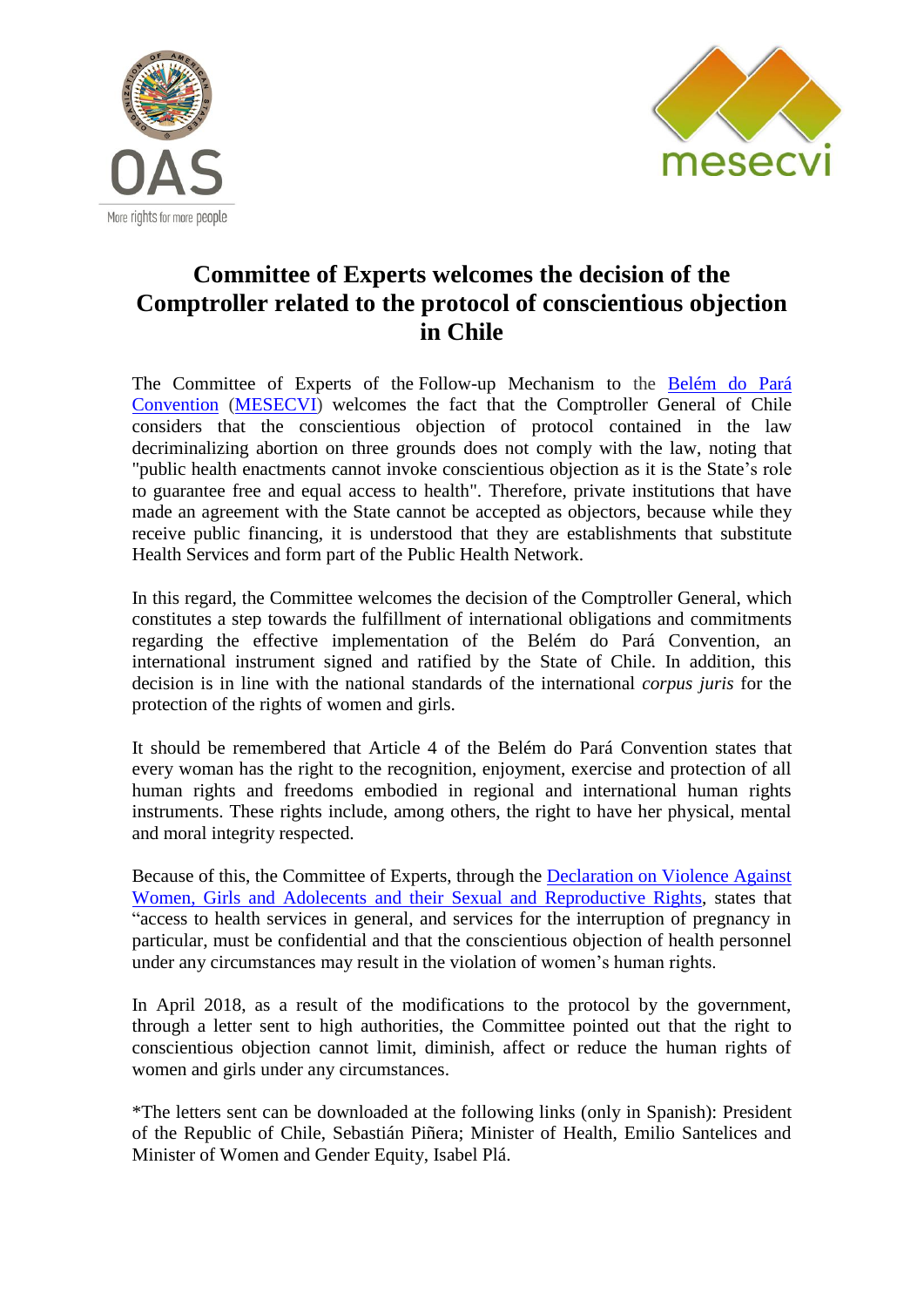# Committee of Experts welcomes the decision of the Comptroller related to the protocol of conscientious objection in Chile

The Committee of Experts of the Follow-up Mechanism to the Belém do Pará Convention (MESECVI) welcomes the fact that the Comptroller General of Chile considers that the conscientious objection of protocol contained in the law decriminalizing abortion on three grounds does not comply with the law, noting that "public health enactments cannot invoke conscientious objection as it is the State's role to guarantee free and equal access to health". Therefore, private institutions that have made an agreement with the State cannot be accepted as objectors, because while they receive public financing, it is understood that they are establishments that substitute Health Services and form part of the Public Health Network.

In this regard, the Committee welcomes the decision of the Comptroller General, which constitutes a step towards the fulfillment of international obligations and commitments regarding the effective implementation of the Belém do Pará Convention, an international instrument signed and ratified by the State of Chile. In addition, this decision is in line with the national standards of the international *corpus juris* for the protection of the rights of women and girls.

It should be remembered that Article 4 of the Belém do Pará Convention states that every woman has the right to the recognition, enjoyment, exercise and protection of all human rights and freedoms embodied in regional and international human rights instruments. These rights include, among others, the right to have her physical, mental and moral integrity respected.

Because of this, the Committee of Experts, through the Declaration on Violence Against Women, Girls and Adolecents and their Sexual and Reproductive Rights, states that "access to health services in general, and services for the interruption of pregnancy in particular, must be confidential and that the conscientious objection of health personnel under any circumstances may result in the violation of women's human rights.

In April 2018, as a result of the modifications to the protocol by the government, through a letter sent to high authorities, the Committee pointed out that the right to conscientious objection cannot limit, diminish, affect or reduce the human rights of women and girls under any circumstances.

*The letters sent can be downloaded at the following links (only in Spanish): President of the Republic of Chile, Sebastián Piñera; Minister of Health, Emilio Santelices and Minister of Women and Gender Equity, Isabel Plá.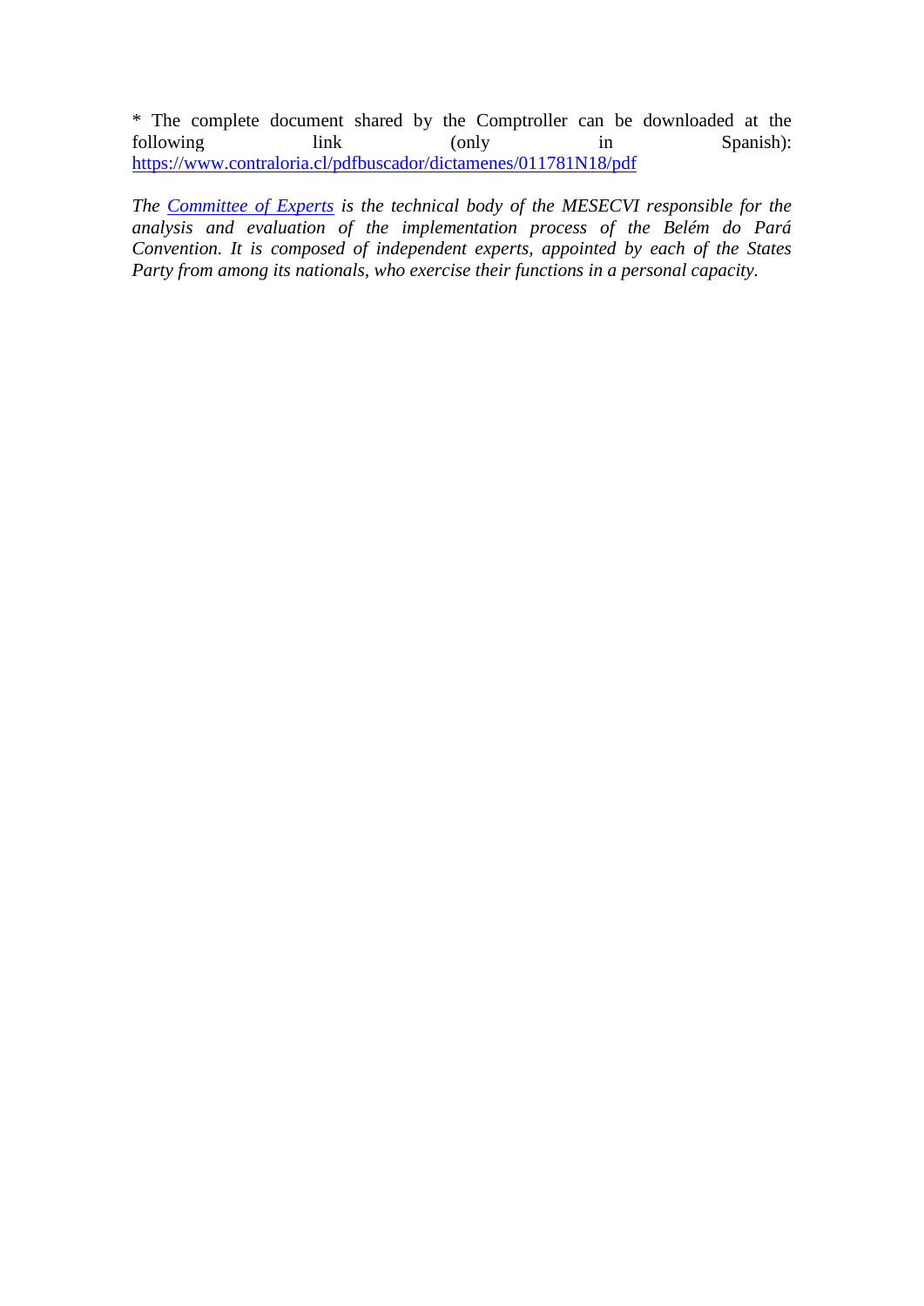* The complete document shared by the Comptroller can be downloaded at the following link (only in Spanish): [https://www.contraloria.cl/pdfbuscador/dictamenes/011781N18/pdf](https://www.contraloria.cl/pdfbuscador/dictamenes/011781N18/pdf)

*The [Committee of Experts](#) is the technical body of the MESECVI responsible for the analysis and evaluation of the implementation process of the Belém do Pará Convention. It is composed of independent experts, appointed by each of the States Party from among its nationals, who exercise their functions in a personal capacity.*